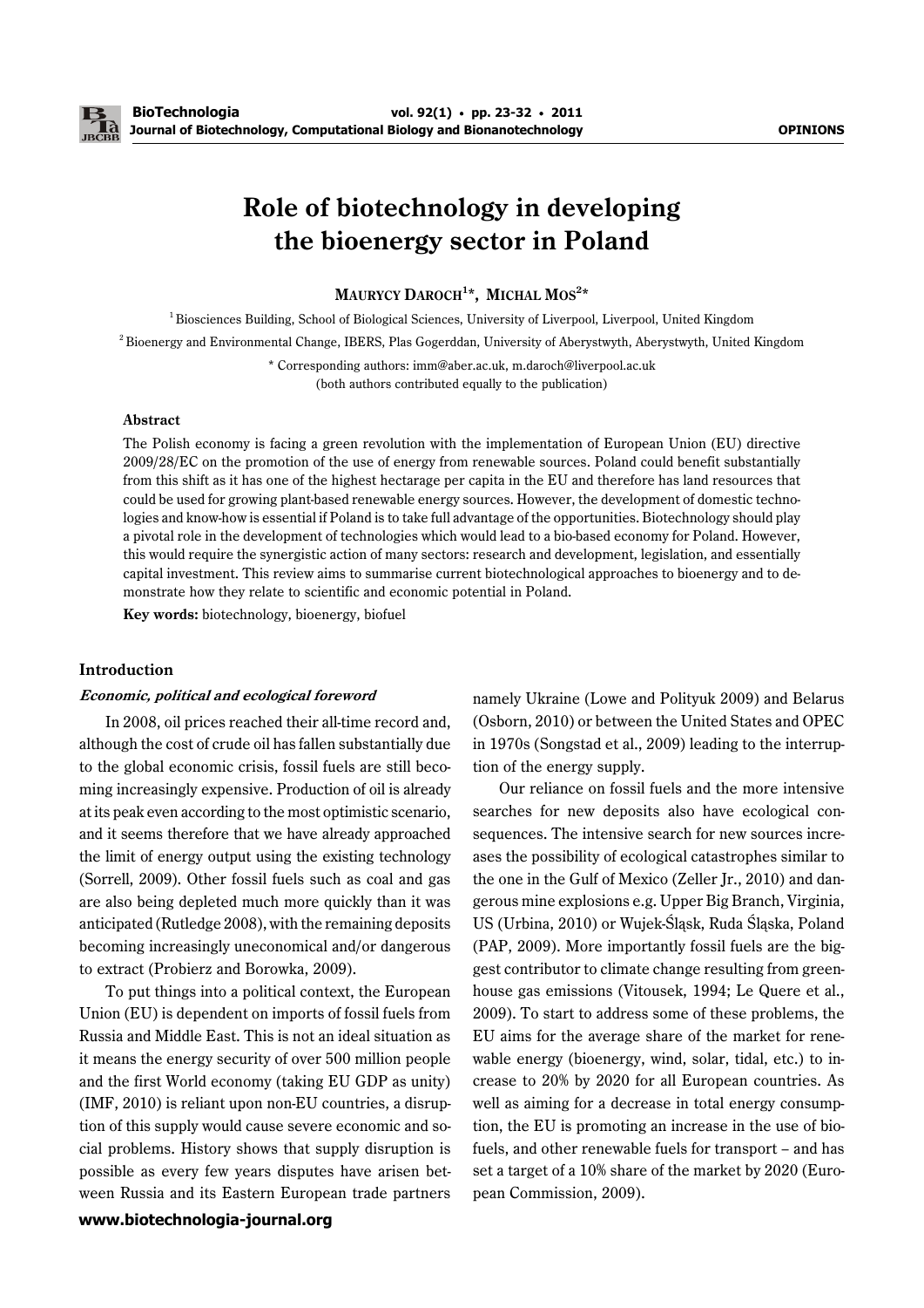# Role of biotechnology in developing the bioenergy sector in Poland

**Maurycy Daroch[1]\*, Michal Mos[2]\***

[1] Biosciences Building, School of Biological Sciences, University of Liverpool, Liverpool, United Kingdom

[2] Bioenergy and Environmental Change, IBERS, Plas Gogerddan, University of Aberystwyth, Aberystwyth, United Kingdom

\* Corresponding authors: imm@aber.ac.uk, m.daroch@liverpool.ac.uk
(both authors contributed equally to the publication)

### Abstract

The Polish economy is facing a green revolution with the implementation of European Union (EU) directive 2009/28/EC on the promotion of the use of energy from renewable sources. Poland could benefit substantially from this shift as it has one of the highest hectarage per capita in the EU and therefore has land resources that could be used for growing plant-based renewable energy sources. However, the development of domestic technologies and know-how is essential if Poland is to take full advantage of the opportunities. Biotechnology should play a pivotal role in the development of technologies which would lead to a bio-based economy for Poland. However, this would require the synergistic action of many sectors: research and development, legislation, and essentially capital investment. This review aims to summarise current biotechnological approaches to bioenergy and to demonstrate how they relate to scientific and economic potential in Poland.

**Key words:** biotechnology, bioenergy, biofuel

## Introduction

### *Economic, political and ecological foreword*

In 2008, oil prices reached their all-time record and, although the cost of crude oil has fallen substantially due to the global economic crisis, fossil fuels are still becoming increasingly expensive. Production of oil is already at its peak even according to the most optimistic scenario, and it seems therefore that we have already approached the limit of energy output using the existing technology (Sorrell, 2009). Other fossil fuels such as coal and gas are also being depleted much more quickly than it was anticipated (Rutledge 2008), with the remaining deposits becoming increasingly uneconomical and/or dangerous to extract (Probierz and Borowka, 2009).

To put things into a political context, the European Union (EU) is dependent on imports of fossil fuels from Russia and Middle East. This is not an ideal situation as it means the energy security of over 500 million people and the first World economy (taking EU GDP as unity) (IMF, 2010) is reliant upon non-EU countries, a disruption of this supply would cause severe economic and social problems. History shows that supply disruption is possible as every few years disputes have arisen between Russia and its Eastern European trade partners namely Ukraine (Lowe and Polityuk 2009) and Belarus (Osborn, 2010) or between the United States and OPEC in 1970s (Songstad et al., 2009) leading to the interruption of the energy supply.

Our reliance on fossil fuels and the more intensive searches for new deposits also have ecological consequences. The intensive search for new sources increases the possibility of ecological catastrophes similar to the one in the Gulf of Mexico (Zeller Jr., 2010) and dangerous mine explosions e.g. Upper Big Branch, Virginia, US (Urbina, 2010) or Wujek-Śląsk, Ruda Śląska, Poland (PAP, 2009). More importantly fossil fuels are the biggest contributor to climate change resulting from greenhouse gas emissions (Vitousek, 1994; Le Quere et al., 2009). To start to address some of these problems, the EU aims for the average share of the market for renewable energy (bioenergy, wind, solar, tidal, etc.) to increase to 20% by 2020 for all European countries. As well as aiming for a decrease in total energy consumption, the EU is promoting an increase in the use of biofuels, and other renewable fuels for transport – and has set a target of a 10% share of the market by 2020 (European Commission, 2009).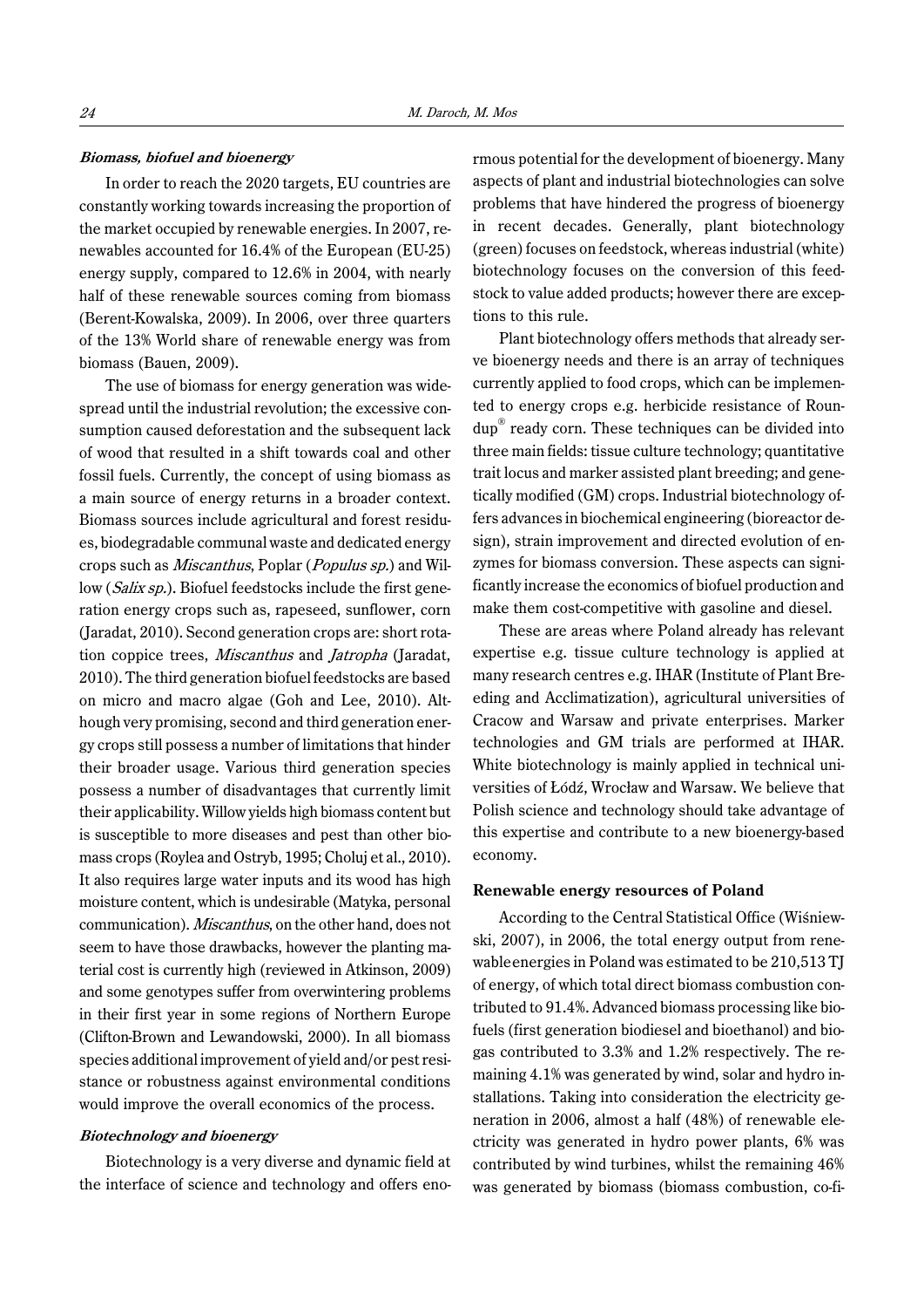**_Biomass, biofuel and bioenergy_**

In order to reach the 2020 targets, EU countries are constantly working towards increasing the proportion of the market occupied by renewable energies. In 2007, renewables accounted for 16.4% of the European (EU-25) energy supply, compared to 12.6% in 2004, with nearly half of these renewable sources coming from biomass (Berent-Kowalska, 2009). In 2006, over three quarters of the 13% World share of renewable energy was from biomass (Bauen, 2009).

The use of biomass for energy generation was widespread until the industrial revolution; the excessive consumption caused deforestation and the subsequent lack of wood that resulted in a shift towards coal and other fossil fuels. Currently, the concept of using biomass as a main source of energy returns in a broader context. Biomass sources include agricultural and forest residues, biodegradable communal waste and dedicated energy crops such as *Miscanthus*, Poplar (*Populus sp.*) and Willow (*Salix sp.*). Biofuel feedstocks include the first generation energy crops such as, rapeseed, sunflower, corn (Jaradat, 2010). Second generation crops are: short rotation coppice trees, *Miscanthus* and *Jatropha* (Jaradat, 2010). The third generation biofuel feedstocks are based on micro and macro algae (Goh and Lee, 2010). Although very promising, second and third generation energy crops still possess a number of limitations that hinder their broader usage. Various third generation species possess a number of disadvantages that currently limit their applicability. Willow yields high biomass content but is susceptible to more diseases and pest than other biomass crops (Roylea and Ostryb, 1995; Choluj et al., 2010). It also requires large water inputs and its wood has high moisture content, which is undesirable (Matyka, personal communication). *Miscanthus*, on the other hand, does not seem to have those drawbacks, however the planting material cost is currently high (reviewed in Atkinson, 2009) and some genotypes suffer from overwintering problems in their first year in some regions of Northern Europe (Clifton-Brown and Lewandowski, 2000). In all biomass species additional improvement of yield and/or pest resistance or robustness against environmental conditions would improve the overall economics of the process.

**_Biotechnology and bioenergy_**

Biotechnology is a very diverse and dynamic field at the interface of science and technology and offers enormous potential for the development of bioenergy. Many aspects of plant and industrial biotechnologies can solve problems that have hindered the progress of bioenergy in recent decades. Generally, plant biotechnology (green) focuses on feedstock, whereas industrial (white) biotechnology focuses on the conversion of this feedstock to value added products; however there are exceptions to this rule.

Plant biotechnology offers methods that already serve bioenergy needs and there is an array of techniques currently applied to food crops, which can be implemented to energy crops e.g. herbicide resistance of Roundup® ready corn. These techniques can be divided into three main fields: tissue culture technology; quantitative trait locus and marker assisted plant breeding; and genetically modified (GM) crops. Industrial biotechnology offers advances in biochemical engineering (bioreactor design), strain improvement and directed evolution of enzymes for biomass conversion. These aspects can significantly increase the economics of biofuel production and make them cost-competitive with gasoline and diesel.

These are areas where Poland already has relevant expertise e.g. tissue culture technology is applied at many research centres e.g. IHAR (Institute of Plant Breeding and Acclimatization), agricultural universities of Cracow and Warsaw and private enterprises. Marker technologies and GM trials are performed at IHAR. White biotechnology is mainly applied in technical universities of Łódź, Wrocław and Warsaw. We believe that Polish science and technology should take advantage of this expertise and contribute to a new bioenergy-based economy.

## Renewable energy resources of Poland

According to the Central Statistical Office (Wiśniewski, 2007), in 2006, the total energy output from renewable energies in Poland was estimated to be 210,513 TJ of energy, of which total direct biomass combustion contributed to 91.4%. Advanced biomass processing like biofuels (first generation biodiesel and bioethanol) and biogas contributed to 3.3% and 1.2% respectively. The remaining 4.1% was generated by wind, solar and hydro installations. Taking into consideration the electricity generation in 2006, almost a half (48%) of renewable electricity was generated in hydro power plants, 6% was contributed by wind turbines, whilst the remaining 46% was generated by biomass (biomass combustion, co-fi-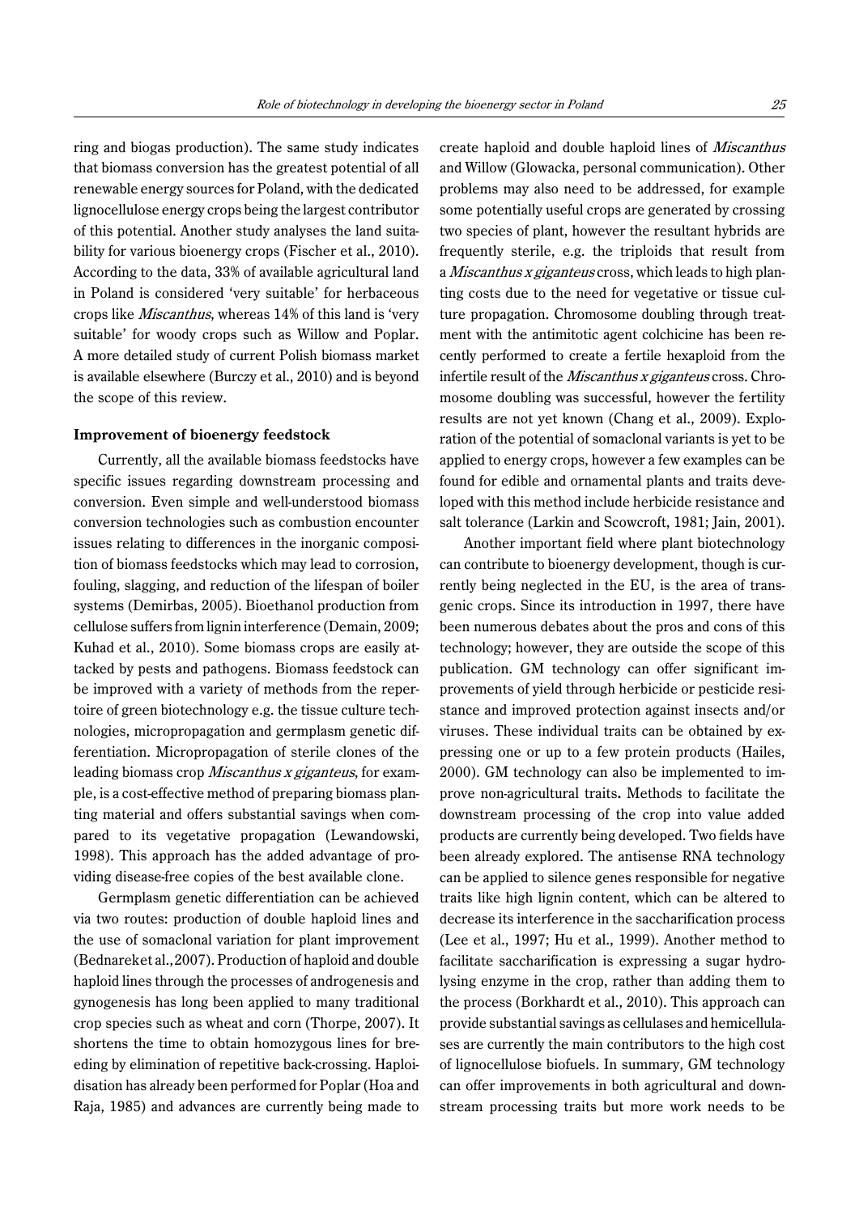ring and biogas production). The same study indicates that biomass conversion has the greatest potential of all renewable energy sources for Poland, with the dedicated lignocellulose energy crops being the largest contributor of this potential. Another study analyses the land suitability for various bioenergy crops (Fischer et al., 2010). According to the data, 33% of available agricultural land in Poland is considered 'very suitable' for herbaceous crops like *Miscanthus*, whereas 14% of this land is 'very suitable' for woody crops such as Willow and Poplar. A more detailed study of current Polish biomass market is available elsewhere (Burczy et al., 2010) and is beyond the scope of this review.

### Improvement of bioenergy feedstock

Currently, all the available biomass feedstocks have specific issues regarding downstream processing and conversion. Even simple and well-understood biomass conversion technologies such as combustion encounter issues relating to differences in the inorganic composition of biomass feedstocks which may lead to corrosion, fouling, slagging, and reduction of the lifespan of boiler systems (Demirbas, 2005). Bioethanol production from cellulose suffers from lignin interference (Demain, 2009; Kuhad et al., 2010). Some biomass crops are easily attacked by pests and pathogens. Biomass feedstock can be improved with a variety of methods from the repertoire of green biotechnology e.g. the tissue culture technologies, micropropagation and germplasm genetic differentiation. Micropropagation of sterile clones of the leading biomass crop *Miscanthus x giganteus*, for example, is a cost-effective method of preparing biomass planting material and offers substantial savings when compared to its vegetative propagation (Lewandowski, 1998). This approach has the added advantage of providing disease-free copies of the best available clone.

Germplasm genetic differentiation can be achieved via two routes: production of double haploid lines and the use of somaclonal variation for plant improvement (Bednareket al.,2007). Production of haploid and double haploid lines through the processes of androgenesis and gynogenesis has long been applied to many traditional crop species such as wheat and corn (Thorpe, 2007). It shortens the time to obtain homozygous lines for breeding by elimination of repetitive back-crossing. Haploidisation has already been performed for Poplar (Hoa and Raja, 1985) and advances are currently being made to create haploid and double haploid lines of *Miscanthus* and Willow (Glowacka, personal communication). Other problems may also need to be addressed, for example some potentially useful crops are generated by crossing two species of plant, however the resultant hybrids are frequently sterile, e.g. the triploids that result from a *Miscanthus x giganteus* cross, which leads to high planting costs due to the need for vegetative or tissue culture propagation. Chromosome doubling through treatment with the antimitotic agent colchicine has been recently performed to create a fertile hexaploid from the infertile result of the *Miscanthus x giganteus* cross. Chromosome doubling was successful, however the fertility results are not yet known (Chang et al., 2009). Exploration of the potential of somaclonal variants is yet to be applied to energy crops, however a few examples can be found for edible and ornamental plants and traits developed with this method include herbicide resistance and salt tolerance (Larkin and Scowcroft, 1981; Jain, 2001).

Another important field where plant biotechnology can contribute to bioenergy development, though is currently being neglected in the EU, is the area of transgenic crops. Since its introduction in 1997, there have been numerous debates about the pros and cons of this technology; however, they are outside the scope of this publication. GM technology can offer significant improvements of yield through herbicide or pesticide resistance and improved protection against insects and/or viruses. These individual traits can be obtained by expressing one or up to a few protein products (Hailes, 2000). GM technology can also be implemented to improve non-agricultural traits**.** Methods to facilitate the downstream processing of the crop into value added products are currently being developed. Two fields have been already explored. The antisense RNA technology can be applied to silence genes responsible for negative traits like high lignin content, which can be altered to decrease its interference in the saccharification process (Lee et al., 1997; Hu et al., 1999). Another method to facilitate saccharification is expressing a sugar hydrolysing enzyme in the crop, rather than adding them to the process (Borkhardt et al., 2010). This approach can provide substantial savings as cellulases and hemicellulases are currently the main contributors to the high cost of lignocellulose biofuels. In summary, GM technology can offer improvements in both agricultural and downstream processing traits but more work needs to be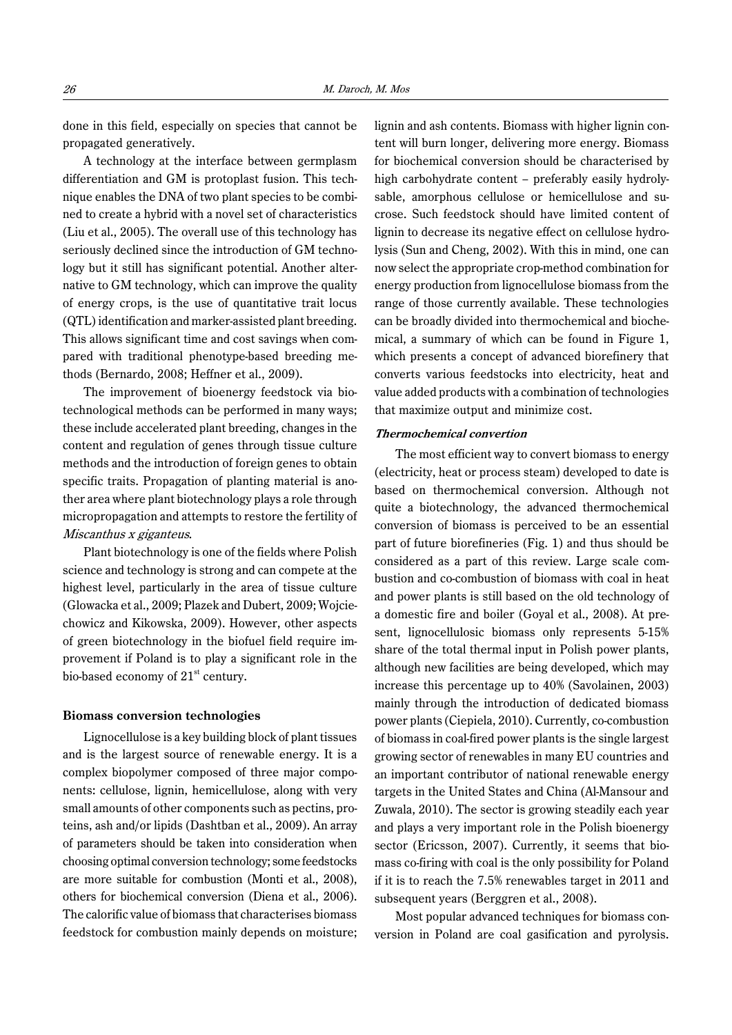done in this field, especially on species that cannot be propagated generatively.

A technology at the interface between germplasm differentiation and GM is protoplast fusion. This technique enables the DNA of two plant species to be combined to create a hybrid with a novel set of characteristics (Liu et al., 2005). The overall use of this technology has seriously declined since the introduction of GM technology but it still has significant potential. Another alternative to GM technology, which can improve the quality of energy crops, is the use of quantitative trait locus (QTL) identification and marker-assisted plant breeding. This allows significant time and cost savings when compared with traditional phenotype-based breeding methods (Bernardo, 2008; Heffner et al., 2009).

The improvement of bioenergy feedstock via biotechnological methods can be performed in many ways; these include accelerated plant breeding, changes in the content and regulation of genes through tissue culture methods and the introduction of foreign genes to obtain specific traits. Propagation of planting material is another area where plant biotechnology plays a role through micropropagation and attempts to restore the fertility of *Miscanthus x giganteus*.

Plant biotechnology is one of the fields where Polish science and technology is strong and can compete at the highest level, particularly in the area of tissue culture (Glowacka et al., 2009; Plazek and Dubert, 2009; Wojciechowicz and Kikowska, 2009). However, other aspects of green biotechnology in the biofuel field require improvement if Poland is to play a significant role in the bio-based economy of 21$^{st}$ century.

## Biomass conversion technologies

Lignocellulose is a key building block of plant tissues and is the largest source of renewable energy. It is a complex biopolymer composed of three major components: cellulose, lignin, hemicellulose, along with very small amounts of other components such as pectins, proteins, ash and/or lipids (Dashtban et al., 2009). An array of parameters should be taken into consideration when choosing optimal conversion technology; some feedstocks are more suitable for combustion (Monti et al., 2008), others for biochemical conversion (Diena et al., 2006). The calorific value of biomass that characterises biomass feedstock for combustion mainly depends on moisture; lignin and ash contents. Biomass with higher lignin content will burn longer, delivering more energy. Biomass for biochemical conversion should be characterised by high carbohydrate content – preferably easily hydrolysable, amorphous cellulose or hemicellulose and sucrose. Such feedstock should have limited content of lignin to decrease its negative effect on cellulose hydrolysis (Sun and Cheng, 2002). With this in mind, one can now select the appropriate crop-method combination for energy production from lignocellulose biomass from the range of those currently available. These technologies can be broadly divided into thermochemical and biochemical, a summary of which can be found in Figure 1, which presents a concept of advanced biorefinery that converts various feedstocks into electricity, heat and value added products with a combination of technologies that maximize output and minimize cost.

### *Thermochemical convertion*

The most efficient way to convert biomass to energy (electricity, heat or process steam) developed to date is based on thermochemical conversion. Although not quite a biotechnology, the advanced thermochemical conversion of biomass is perceived to be an essential part of future biorefineries (Fig. 1) and thus should be considered as a part of this review. Large scale combustion and co-combustion of biomass with coal in heat and power plants is still based on the old technology of a domestic fire and boiler (Goyal et al., 2008). At present, lignocellulosic biomass only represents 5-15% share of the total thermal input in Polish power plants, although new facilities are being developed, which may increase this percentage up to 40% (Savolainen, 2003) mainly through the introduction of dedicated biomass power plants (Ciepiela, 2010). Currently, co-combustion of biomass in coal-fired power plants is the single largest growing sector of renewables in many EU countries and an important contributor of national renewable energy targets in the United States and China (Al-Mansour and Zuwala, 2010). The sector is growing steadily each year and plays a very important role in the Polish bioenergy sector (Ericsson, 2007). Currently, it seems that biomass co-firing with coal is the only possibility for Poland if it is to reach the 7.5% renewables target in 2011 and subsequent years (Berggren et al., 2008).

Most popular advanced techniques for biomass conversion in Poland are coal gasification and pyrolysis.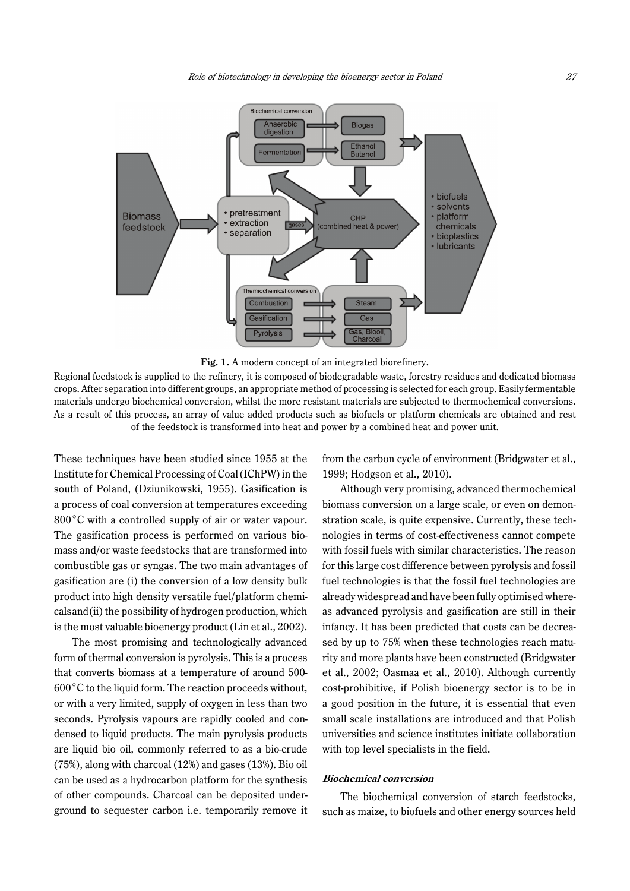**Fig. 1.** A modern concept of an integrated biorefinery.

Regional feedstock is supplied to the refinery, it is composed of biodegradable waste, forestry residues and dedicated biomass crops. After separation into different groups, an appropriate method of processing is selected for each group. Easily fermentable materials undergo biochemical conversion, whilst the more resistant materials are subjected to thermochemical conversions. As a result of this process, an array of value added products such as biofuels or platform chemicals are obtained and rest of the feedstock is transformed into heat and power by a combined heat and power unit.

These techniques have been studied since 1955 at the Institute for Chemical Processing of Coal (IChPW) in the south of Poland, (Dziunikowski, 1955). Gasification is a process of coal conversion at temperatures exceeding 800°C with a controlled supply of air or water vapour. The gasification process is performed on various biomass and/or waste feedstocks that are transformed into combustible gas or syngas. The two main advantages of gasification are (i) the conversion of a low density bulk product into high density versatile fuel/platform chemicals and (ii) the possibility of hydrogen production, which is the most valuable bioenergy product (Lin et al., 2002).

The most promising and technologically advanced form of thermal conversion is pyrolysis. This is a process that converts biomass at a temperature of around 500-600°C to the liquid form. The reaction proceeds without, or with a very limited, supply of oxygen in less than two seconds. Pyrolysis vapours are rapidly cooled and condensed to liquid products. The main pyrolysis products are liquid bio oil, commonly referred to as a bio-crude (75%), along with charcoal (12%) and gases (13%). Bio oil can be used as a hydrocarbon platform for the synthesis of other compounds. Charcoal can be deposited underground to sequester carbon i.e. temporarily remove it from the carbon cycle of environment (Bridgwater et al., 1999; Hodgson et al., 2010).

Although very promising, advanced thermochemical biomass conversion on a large scale, or even on demonstration scale, is quite expensive. Currently, these technologies in terms of cost-effectiveness cannot compete with fossil fuels with similar characteristics. The reason for this large cost difference between pyrolysis and fossil fuel technologies is that the fossil fuel technologies are already widespread and have been fully optimised whereas advanced pyrolysis and gasification are still in their infancy. It has been predicted that costs can be decreased by up to 75% when these technologies reach maturity and more plants have been constructed (Bridgwater et al., 2002; Oasmaa et al., 2010). Although currently cost-prohibitive, if Polish bioenergy sector is to be in a good position in the future, it is essential that even small scale installations are introduced and that Polish universities and science institutes initiate collaboration with top level specialists in the field.

#### *Biochemical conversion*

The biochemical conversion of starch feedstocks, such as maize, to biofuels and other energy sources held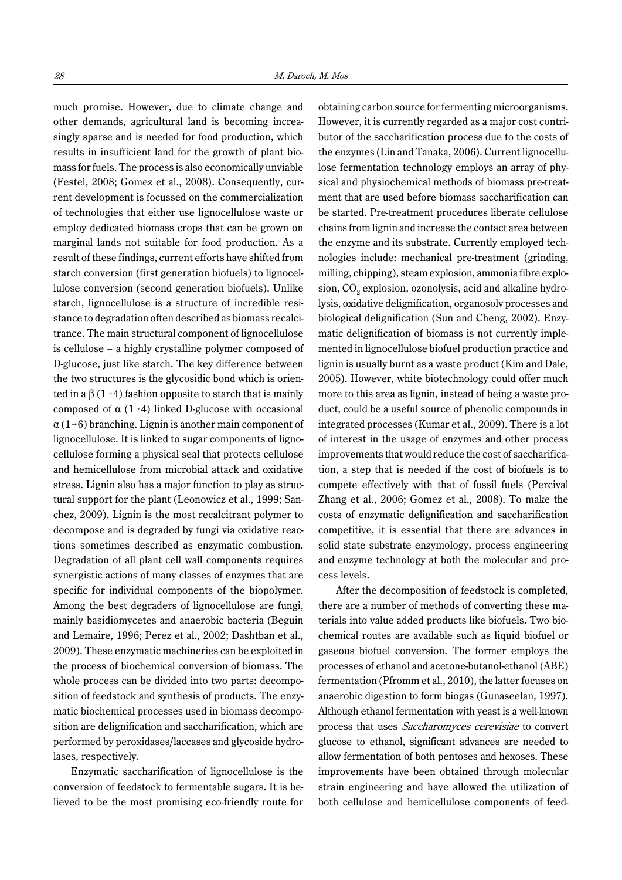much promise. However, due to climate change and other demands, agricultural land is becoming increasingly sparse and is needed for food production, which results in insufficient land for the growth of plant biomass for fuels. The process is also economically unviable (Festel, 2008; Gomez et al., 2008). Consequently, current development is focussed on the commercialization of technologies that either use lignocellulose waste or employ dedicated biomass crops that can be grown on marginal lands not suitable for food production. As a result of these findings, current efforts have shifted from starch conversion (first generation biofuels) to lignocellulose conversion (second generation biofuels). Unlike starch, lignocellulose is a structure of incredible resistance to degradation often described as biomass recalcitrance. The main structural component of lignocellulose is cellulose – a highly crystalline polymer composed of D-glucose, just like starch. The key difference between the two structures is the glycosidic bond which is oriented in a $\beta$ (1→4) fashion opposite to starch that is mainly composed of $\alpha$ (1→4) linked D-glucose with occasional $\alpha$ (1→6) branching. Lignin is another main component of lignocellulose. It is linked to sugar components of lignocellulose forming a physical seal that protects cellulose and hemicellulose from microbial attack and oxidative stress. Lignin also has a major function to play as structural support for the plant (Leonowicz et al., 1999; Sanchez, 2009). Lignin is the most recalcitrant polymer to decompose and is degraded by fungi via oxidative reactions sometimes described as enzymatic combustion. Degradation of all plant cell wall components requires synergistic actions of many classes of enzymes that are specific for individual components of the biopolymer. Among the best degraders of lignocellulose are fungi, mainly basidiomycetes and anaerobic bacteria (Beguin and Lemaire, 1996; Perez et al., 2002; Dashtban et al., 2009). These enzymatic machineries can be exploited in the process of biochemical conversion of biomass. The whole process can be divided into two parts: decomposition of feedstock and synthesis of products. The enzymatic biochemical processes used in biomass decomposition are delignification and saccharification, which are performed by peroxidases/laccases and glycoside hydrolases, respectively.

Enzymatic saccharification of lignocellulose is the conversion of feedstock to fermentable sugars. It is believed to be the most promising eco-friendly route for obtaining carbon source for fermenting microorganisms. However, it is currently regarded as a major cost contributor of the saccharification process due to the costs of the enzymes (Lin and Tanaka, 2006). Current lignocellulose fermentation technology employs an array of physical and physiochemical methods of biomass pre-treatment that are used before biomass saccharification can be started. Pre-treatment procedures liberate cellulose chains from lignin and increase the contact area between the enzyme and its substrate. Currently employed technologies include: mechanical pre-treatment (grinding, milling, chipping), steam explosion, ammonia fibre explosion, $CO_2$ explosion, ozonolysis, acid and alkaline hydrolysis, oxidative delignification, organosolv processes and biological delignification (Sun and Cheng, 2002). Enzymatic delignification of biomass is not currently implemented in lignocellulose biofuel production practice and lignin is usually burnt as a waste product (Kim and Dale, 2005). However, white biotechnology could offer much more to this area as lignin, instead of being a waste product, could be a useful source of phenolic compounds in integrated processes (Kumar et al., 2009). There is a lot of interest in the usage of enzymes and other process improvements that would reduce the cost of saccharification, a step that is needed if the cost of biofuels is to compete effectively with that of fossil fuels (Percival Zhang et al., 2006; Gomez et al., 2008). To make the costs of enzymatic delignification and saccharification competitive, it is essential that there are advances in solid state substrate enzymology, process engineering and enzyme technology at both the molecular and process levels.

After the decomposition of feedstock is completed, there are a number of methods of converting these materials into value added products like biofuels. Two biochemical routes are available such as liquid biofuel or gaseous biofuel conversion. The former employs the processes of ethanol and acetone-butanol-ethanol (ABE) fermentation (Pfromm et al., 2010), the latter focuses on anaerobic digestion to form biogas (Gunaseelan, 1997). Although ethanol fermentation with yeast is a well-known process that uses *Saccharomyces cerevisiae* to convert glucose to ethanol, significant advances are needed to allow fermentation of both pentoses and hexoses. These improvements have been obtained through molecular strain engineering and have allowed the utilization of both cellulose and hemicellulose components of feed-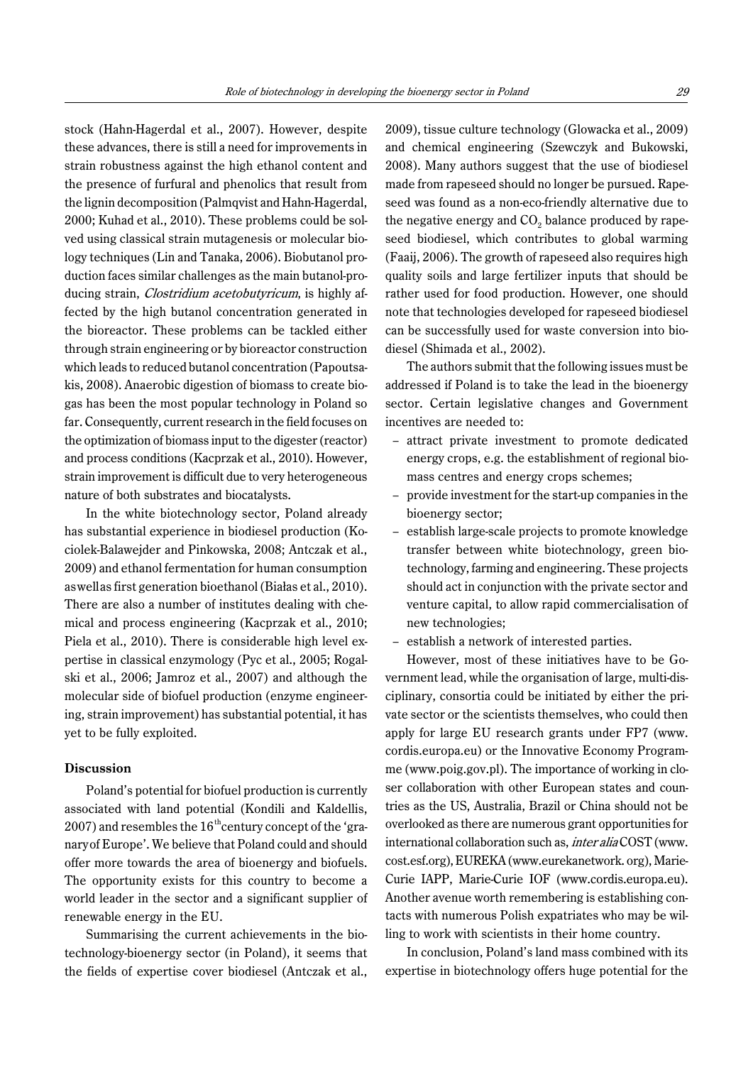stock (Hahn-Hagerdal et al., 2007). However, despite these advances, there is still a need for improvements in strain robustness against the high ethanol content and the presence of furfural and phenolics that result from the lignin decomposition (Palmqvist and Hahn-Hagerdal, 2000; Kuhad et al., 2010). These problems could be solved using classical strain mutagenesis or molecular biology techniques (Lin and Tanaka, 2006). Biobutanol production faces similar challenges as the main butanol-producing strain, *Clostridium acetobutyricum,* is highly affected by the high butanol concentration generated in the bioreactor. These problems can be tackled either through strain engineering or by bioreactor construction which leads to reduced butanol concentration (Papoutsakis, 2008). Anaerobic digestion of biomass to create biogas has been the most popular technology in Poland so far. Consequently, current research in the field focuses on the optimization of biomass input to the digester (reactor) and process conditions (Kacprzak et al., 2010). However, strain improvement is difficult due to very heterogeneous nature of both substrates and biocatalysts.

In the white biotechnology sector, Poland already has substantial experience in biodiesel production (Kociolek-Balawejder and Pinkowska, 2008; Antczak et al., 2009) and ethanol fermentation for human consumption aswellas first generation bioethanol (Białas et al., 2010). There are also a number of institutes dealing with chemical and process engineering (Kacprzak et al., 2010; Piela et al., 2010). There is considerable high level expertise in classical enzymology (Pyc et al., 2005; Rogalski et al., 2006; Jamroz et al., 2007) and although the molecular side of biofuel production (enzyme engineering, strain improvement) has substantial potential, it has yet to be fully exploited.

## Discussion

Poland's potential for biofuel production is currently associated with land potential (Kondili and Kaldellis, 2007) and resembles the 16[th]century concept of the 'granaryof Europe'. We believe that Poland could and should offer more towards the area of bioenergy and biofuels. The opportunity exists for this country to become a world leader in the sector and a significant supplier of renewable energy in the EU.

Summarising the current achievements in the biotechnology-bioenergy sector (in Poland), it seems that the fields of expertise cover biodiesel (Antczak et al., 2009), tissue culture technology (Glowacka et al., 2009) and chemical engineering (Szewczyk and Bukowski, 2008). Many authors suggest that the use of biodiesel made from rapeseed should no longer be pursued. Rapeseed was found as a non-eco-friendly alternative due to the negative energy and $CO_2$ balance produced by rapeseed biodiesel, which contributes to global warming (Faaij, 2006). The growth of rapeseed also requires high quality soils and large fertilizer inputs that should be rather used for food production. However, one should note that technologies developed for rapeseed biodiesel can be successfully used for waste conversion into biodiesel (Shimada et al., 2002).

The authors submit that the following issues must be addressed if Poland is to take the lead in the bioenergy sector. Certain legislative changes and Government incentives are needed to:

- attract private investment to promote dedicated energy crops, e.g. the establishment of regional biomass centres and energy crops schemes;
- provide investment for the start-up companies in the bioenergy sector;
- establish large-scale projects to promote knowledge transfer between white biotechnology, green biotechnology, farming and engineering. These projects should act in conjunction with the private sector and venture capital, to allow rapid commercialisation of new technologies;
- establish a network of interested parties.

However, most of these initiatives have to be Government lead, while the organisation of large, multi-disciplinary, consortia could be initiated by either the private sector or the scientists themselves, who could then apply for large EU research grants under FP7 (www.cordis.europa.eu) or the Innovative Economy Programme (www.poig.gov.pl). The importance of working in closer collaboration with other European states and countries as the US, Australia, Brazil or China should not be overlooked as there are numerous grant opportunities for international collaboration such as, *inter alia* COST (www.cost.esf.org), EUREKA (www.eurekanetwork.org), Marie-Curie IAPP, Marie-Curie IOF (www.cordis.europa.eu). Another avenue worth remembering is establishing contacts with numerous Polish expatriates who may be willing to work with scientists in their home country.

In conclusion, Poland's land mass combined with its expertise in biotechnology offers huge potential for the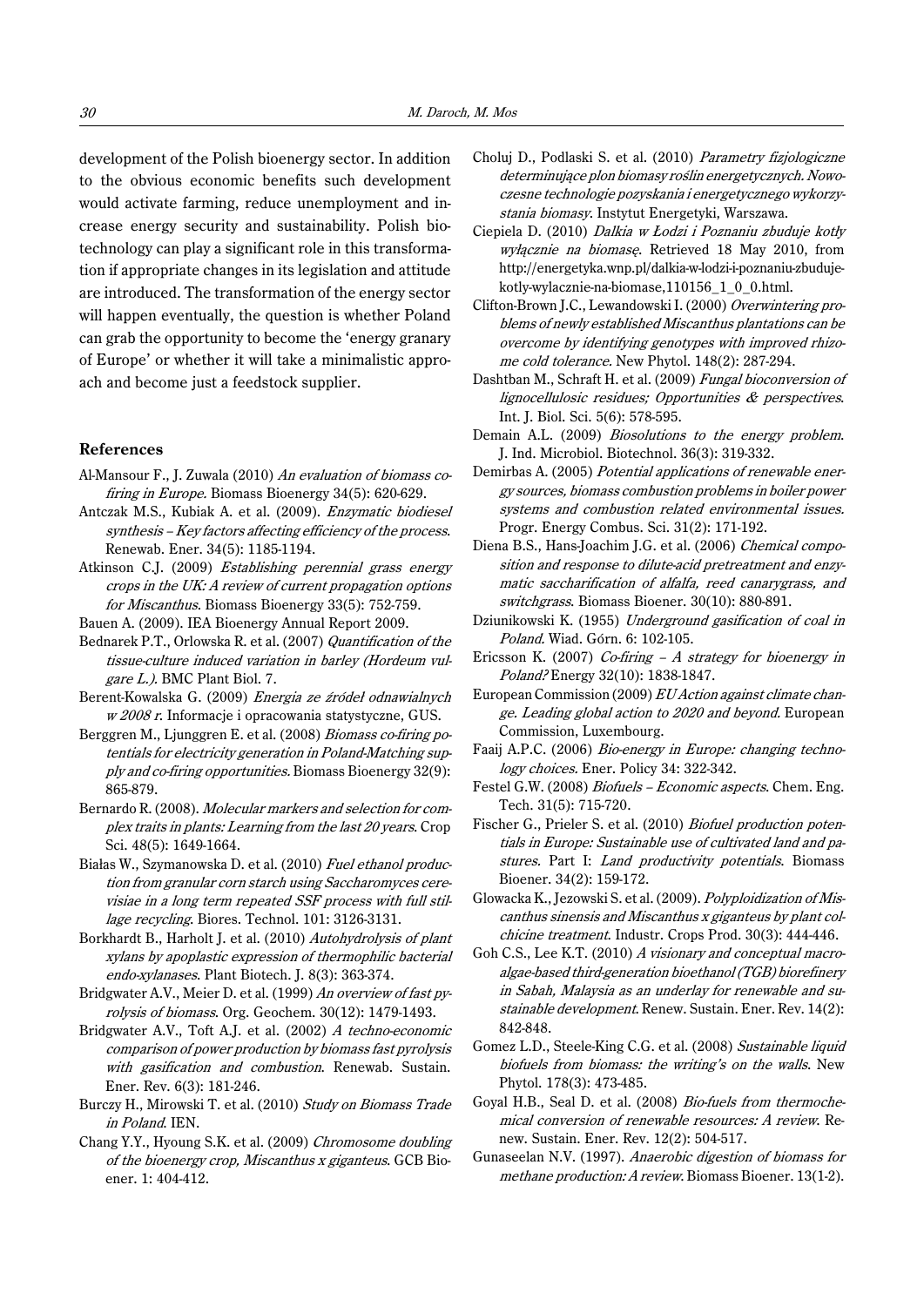development of the Polish bioenergy sector. In addition to the obvious economic benefits such development would activate farming, reduce unemployment and increase energy security and sustainability. Polish biotechnology can play a significant role in this transformation if appropriate changes in its legislation and attitude are introduced. The transformation of the energy sector will happen eventually, the question is whether Poland can grab the opportunity to become the 'energy granary of Europe' or whether it will take a minimalistic approach and become just a feedstock supplier.

## References

Al-Mansour F., J. Zuwala (2010) *An evaluation of biomass co-firing in Europe.* Biomass Bioenergy 34(5): 620-629.

Antczak M.S., Kubiak A. et al. (2009). *Enzymatic biodiesel synthesis – Key factors affecting efficiency of the process.* Renewab. Ener. 34(5): 1185-1194.

Atkinson C.J. (2009) *Establishing perennial grass energy crops in the UK: A review of current propagation options for Miscanthus.* Biomass Bioenergy 33(5): 752-759.

Bauen A. (2009). IEA Bioenergy Annual Report 2009.

Bednarek P.T., Orlowska R. et al. (2007) *Quantification of the tissue-culture induced variation in barley (Hordeum vulgare L.).* BMC Plant Biol. 7.

Berent-Kowalska G. (2009) *Energia ze źródeł odnawialnych w 2008 r.* Informacje i opracowania statystyczne, GUS.

Berggren M., Ljunggren E. et al. (2008) *Biomass co-firing potentials for electricity generation in Poland-Matching supply and co-firing opportunities.* Biomass Bioenergy 32(9): 865-879.

Bernardo R. (2008). *Molecular markers and selection for complex traits in plants: Learning from the last 20 years.* Crop Sci. 48(5): 1649-1664.

Białas W., Szymanowska D. et al. (2010) *Fuel ethanol production from granular corn starch using Saccharomyces cerevisiae in a long term repeated SSF process with full stillage recycling.* Biores. Technol. 101: 3126-3131.

Borkhardt B., Harholt J. et al. (2010) *Autohydrolysis of plant xylans by apoplastic expression of thermophilic bacterial endo-xylanases.* Plant Biotech. J. 8(3): 363-374.

Bridgwater A.V., Meier D. et al. (1999) *An overview of fast pyrolysis of biomass.* Org. Geochem. 30(12): 1479-1493.

Bridgwater A.V., Toft A.J. et al. (2002) *A techno-economic comparison of power production by biomass fast pyrolysis with gasification and combustion.* Renewab. Sustain. Ener. Rev. 6(3): 181-246.

Burczy H., Mirowski T. et al. (2010) *Study on Biomass Trade in Poland.* IEN.

Chang Y.Y., Hyoung S.K. et al. (2009) *Chromosome doubling of the bioenergy crop, Miscanthus x giganteus.* GCB Bioener. 1: 404-412.

Choluj D., Podlaski S. et al. (2010) *Parametry fizjologiczne determinujące plon biomasy roślin energetycznych. Nowoczesne technologie pozyskania i energetycznego wykorzystania biomasy.* Instytut Energetyki, Warszawa.

Ciepiela D. (2010) *Dalkia w Łodzi i Poznaniu zbuduje kotły wyłącznie na biomasę.* Retrieved 18 May 2010, from http://energetyka.wnp.pl/dalkia-w-lodzi-i-poznaniu-zbuduje-kotly-wylacznie-na-biomase,110156_1_0_0.html.

Clifton-Brown J.C., Lewandowski I. (2000) *Overwintering problems of newly established Miscanthus plantations can be overcome by identifying genotypes with improved rhizome cold tolerance.* New Phytol. 148(2): 287-294.

Dashtban M., Schraft H. et al. (2009) *Fungal bioconversion of lignocellulosic residues; Opportunities & perspectives.* Int. J. Biol. Sci. 5(6): 578-595.

Demain A.L. (2009) *Biosolutions to the energy problem.* J. Ind. Microbiol. Biotechnol. 36(3): 319-332.

Demirbas A. (2005) *Potential applications of renewable energy sources, biomass combustion problems in boiler power systems and combustion related environmental issues.* Progr. Energy Combus. Sci. 31(2): 171-192.

Diena B.S., Hans-Joachim J.G. et al. (2006) *Chemical composition and response to dilute-acid pretreatment and enzymatic saccharification of alfalfa, reed canarygrass, and switchgrass.* Biomass Bioener. 30(10): 880-891.

Dziunikowski K. (1955) *Underground gasification of coal in Poland.* Wiad. Górn. 6: 102-105.

Ericsson K. (2007) *Co-firing – A strategy for bioenergy in Poland?* Energy 32(10): 1838-1847.

European Commission (2009) *EU Action against climate change. Leading global action to 2020 and beyond.* European Commission, Luxembourg.

Faaij A.P.C. (2006) *Bio-energy in Europe: changing technology choices.* Ener. Policy 34: 322-342.

Festel G.W. (2008) *Biofuels – Economic aspects.* Chem. Eng. Tech. 31(5): 715-720.

Fischer G., Prieler S. et al. (2010) *Biofuel production potentials in Europe: Sustainable use of cultivated land and pastures.* Part I: *Land productivity potentials.* Biomass Bioener. 34(2): 159-172.

Glowacka K., Jezowski S. et al. (2009). *Polyploidization of Miscanthus sinensis and Miscanthus x giganteus by plant colchicine treatment.* Industr. Crops Prod. 30(3): 444-446.

Goh C.S., Lee K.T. (2010) *A visionary and conceptual macroalgae-based third-generation bioethanol (TGB) biorefinery in Sabah, Malaysia as an underlay for renewable and sustainable development.* Renew. Sustain. Ener. Rev. 14(2): 842-848.

Gomez L.D., Steele-King C.G. et al. (2008) *Sustainable liquid biofuels from biomass: the writing's on the walls.* New Phytol. 178(3): 473-485.

Goyal H.B., Seal D. et al. (2008) *Bio-fuels from thermochemical conversion of renewable resources: A review.* Renew. Sustain. Ener. Rev. 12(2): 504-517.

Gunaseelan N.V. (1997). *Anaerobic digestion of biomass for methane production: A review.* Biomass Bioener. 13(1-2).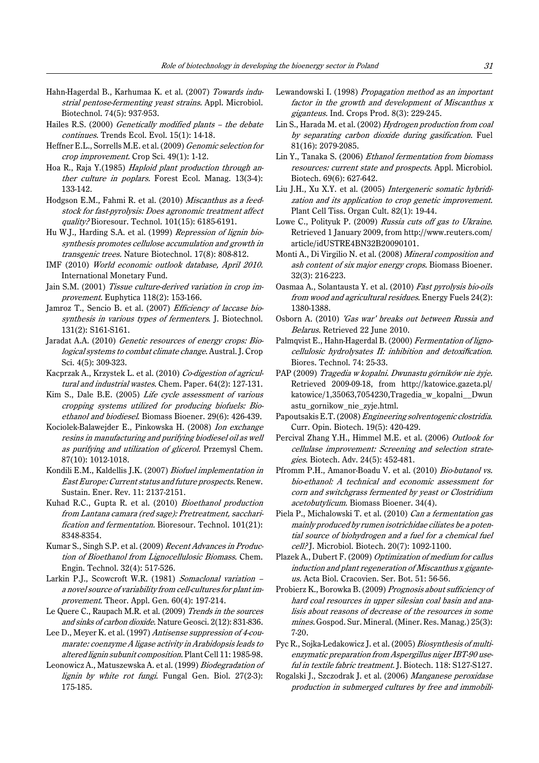Hahn-Hagerdal B., Karhumaa K. et al. (2007) *Towards industrial pentose-fermenting yeast strains.* Appl. Microbiol. Biotechnol. 74(5): 937-953.

Hailes R.S. (2000) *Genetically modified plants – the debate continues.* Trends Ecol. Evol. 15(1): 14-18.

Heffner E.L., Sorrells M.E. et al. (2009) *Genomic selection for crop improvement.* Crop Sci. 49(1): 1-12.

Hoa R., Raja Y.(1985) *Haploid plant production through anther culture in poplars.* Forest Ecol. Manag. 13(3-4): 133-142.

Hodgson E.M., Fahmi R. et al. (2010) *Miscanthus as a feedstock for fast-pyrolysis: Does agronomic treatment affect quality?* Bioresour. Technol. 101(15): 6185-6191.

Hu W.J., Harding S.A. et al. (1999) *Repression of lignin biosynthesis promotes cellulose accumulation and growth in transgenic trees.* Nature Biotechnol. 17(8): 808-812.

IMF (2010) *World economic outlook database, April 2010.* International Monetary Fund.

Jain S.M. (2001) *Tissue culture-derived variation in crop improvement.* Euphytica 118(2): 153-166.

Jamroz T., Sencio B. et al. (2007) *Efficiency of laccase biosynthesis in various types of fermenters.* J. Biotechnol. 131(2): S161-S161.

Jaradat A.A. (2010) *Genetic resources of energy crops: Biological systems to combat climate change.* Austral. J. Crop Sci. 4(5): 309-323.

Kacprzak A., Krzystek L. et al. (2010) *Co-digestion of agricultural and industrial wastes.* Chem. Paper. 64(2): 127-131.

Kim S., Dale B.E. (2005) *Life cycle assessment of various cropping systems utilized for producing biofuels: Bioethanol and biodiesel.* Biomass Bioener. 29(6): 426-439.

Kociolek-Balawejder E., Pinkowska H. (2008) *Ion exchange resins in manufacturing and purifying biodiesel oil as well as purifying and utilization of glicerol.* Przemysl Chem. 87(10): 1012-1018.

Kondili E.M., Kaldellis J.K. (2007) *Biofuel implementation in East Europe: Current status and future prospects.* Renew. Sustain. Ener. Rev. 11: 2137-2151.

Kuhad R.C., Gupta R. et al. (2010) *Bioethanol production from Lantana camara (red sage): Pretreatment, saccharification and fermentation.* Bioresour. Technol. 101(21): 8348-8354.

Kumar S., Singh S.P. et al. (2009) *Recent Advances in Production of Bioethanol from Lignocellulosic Biomass.* Chem. Engin. Technol. 32(4): 517-526.

Larkin P.J., Scowcroft W.R. (1981) *Somaclonal variation – a novel source of variability from cell-cultures for plant improvement.* Theor. Appl. Gen. 60(4): 197-214.

Le Quere C., Raupach M.R. et al. (2009) *Trends in the sources and sinks of carbon dioxide.* Nature Geosci. 2(12): 831-836.

Lee D., Meyer K. et al. (1997) *Antisense suppression of 4-coumarate: coenzyme A ligase activity in Arabidopsis leads to altered lignin subunit composition.* Plant Cell 11: 1985-98.

Leonowicz A., Matuszewska A. et al. (1999) *Biodegradation of lignin by white rot fungi.* Fungal Gen. Biol. 27(2-3): 175-185.

Lewandowski I. (1998) *Propagation method as an important factor in the growth and development of Miscanthus x giganteus.* Ind. Crops Prod. 8(3): 229-245.

Lin S., Harada M. et al. (2002) *Hydrogen production from coal by separating carbon dioxide during gasification.* Fuel 81(16): 2079-2085.

Lin Y., Tanaka S. (2006) *Ethanol fermentation from biomass resources: current state and prospects.* Appl. Microbiol. Biotech. 69(6): 627-642.

Liu J.H., Xu X.Y. et al. (2005) *Intergeneric somatic hybridization and its application to crop genetic improvement.* Plant Cell Tiss. Organ Cult. 82(1): 19-44.

Lowe C., Polityuk P. (2009) *Russia cuts off gas to Ukraine.* Retrieved 1 January 2009, from http://www.reuters.com/article/idUSTRE4BN32B20090101.

Monti A., Di Virgilio N. et al. (2008) *Mineral composition and ash content of six major energy crops.* Biomass Bioener. 32(3): 216-223.

Oasmaa A., Solantausta Y. et al. (2010) *Fast pyrolysis bio-oils from wood and agricultural residues.* Energy Fuels 24(2): 1380-1388.

Osborn A. (2010) *'Gas war' breaks out between Russia and Belarus.* Retrieved 22 June 2010.

Palmqvist E., Hahn-Hagerdal B. (2000) *Fermentation of lignocellulosic hydrolysates II: inhibition and detoxification.* Biores. Technol. 74: 25-33.

PAP (2009) *Tragedia w kopalni. Dwunastu górników nie żyje.* Retrieved 2009-09-18, from http://katowice.gazeta.pl/katowice/1,35063,7054230,Tragedia_w_kopalni__Dwunastu_gornikow_nie_zyje.html.

Papoutsakis E.T. (2008) *Engineering solventogenic clostridia.* Curr. Opin. Biotech. 19(5): 420-429.

Percival Zhang Y.H., Himmel M.E. et al. (2006) *Outlook for cellulase improvement: Screening and selection strategies.* Biotech. Adv. 24(5): 452-481.

Pfromm P.H., Amanor-Boadu V. et al. (2010) *Bio-butanol vs. bio-ethanol: A technical and economic assessment for corn and switchgrass fermented by yeast or Clostridium acetobutylicum.* Biomass Bioener. 34(4).

Piela P., Michalowski T. et al. (2010) *Can a fermentation gas mainly produced by rumen isotrichidae ciliates be a potential source of biohydrogen and a fuel for a chemical fuel cell?* J. Microbiol. Biotech. 20(7): 1092-1100.

Plazek A., Dubert F. (2009) *Optimization of medium for callus induction and plant regeneration of Miscanthus x giganteus.* Acta Biol. Cracovien. Ser. Bot. 51: 56-56.

Probierz K., Borowka B. (2009) *Prognosis about sufficiency of hard coal resources in upper silesian coal basin and analisis about reasons of decrease of the resources in some mines.* Gospod. Sur. Mineral. (Miner. Res. Manag.) 25(3): 7-20.

Pyc R., Sojka-Ledakowicz J. et al. (2005) *Biosynthesis of multienzymatic preparation from Aspergillus niger IBT-90 useful in textile fabric treatment.* J. Biotech. 118: S127-S127.

Rogalski J., Szczodrak J. et al. (2006) *Manganese peroxidase production in submerged cultures by free and immobili-*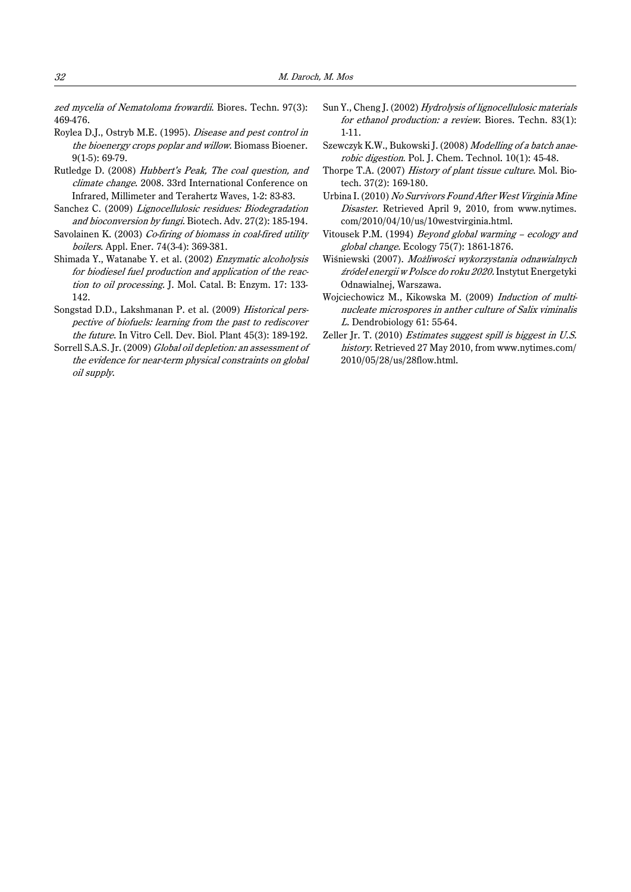*zed mycelia of Nematoloma frowardii*. Biores. Techn. 97(3): 469-476.

Roylea D.J., Ostryb M.E. (1995). *Disease and pest control in the bioenergy crops poplar and willow*. Biomass Bioener. 9(1-5): 69-79.

Rutledge D. (2008) *Hubbert's Peak, The coal question, and climate change*. 2008. 33rd International Conference on Infrared, Millimeter and Terahertz Waves, 1-2: 83-83.

Sanchez C. (2009) *Lignocellulosic residues: Biodegradation and bioconversion by fungi*. Biotech. Adv. 27(2): 185-194.

Savolainen K. (2003) *Co-firing of biomass in coal-fired utility boilers*. Appl. Ener. 74(3-4): 369-381.

Shimada Y., Watanabe Y. et al. (2002) *Enzymatic alcoholysis for biodiesel fuel production and application of the reaction to oil processing*. J. Mol. Catal. B: Enzym. 17: 133-142.

Songstad D.D., Lakshmanan P. et al. (2009) *Historical perspective of biofuels: learning from the past to rediscover the future*. In Vitro Cell. Dev. Biol. Plant 45(3): 189-192.

Sorrell S.A.S. Jr. (2009) *Global oil depletion: an assessment of the evidence for near-term physical constraints on global oil supply*.

Sun Y., Cheng J. (2002) *Hydrolysis of lignocellulosic materials for ethanol production: a review*. Biores. Techn. 83(1): 1-11.

Szewczyk K.W., Bukowski J. (2008) *Modelling of a batch anaerobic digestion*. Pol. J. Chem. Technol. 10(1): 45-48.

Thorpe T.A. (2007) *History of plant tissue culture*. Mol. Biotech. 37(2): 169-180.

Urbina I. (2010) *No Survivors Found After West Virginia Mine Disaster*. Retrieved April 9, 2010, from www.nytimes.com/2010/04/10/us/10westvirginia.html.

Vitousek P.M. (1994) *Beyond global warming – ecology and global change*. Ecology 75(7): 1861-1876.

Wiśniewski (2007). *Możliwości wykorzystania odnawialnych źródeł energii w Polsce do roku 2020*. Instytut Energetyki Odnawialnej, Warszawa.

Wojciechowicz M., Kikowska M. (2009) *Induction of multinucleate microspores in anther culture of Salix viminalis L*. Dendrobiology 61: 55-64.

Zeller Jr. T. (2010) *Estimates suggest spill is biggest in U.S. history*. Retrieved 27 May 2010, from www.nytimes.com/2010/05/28/us/28flow.html.